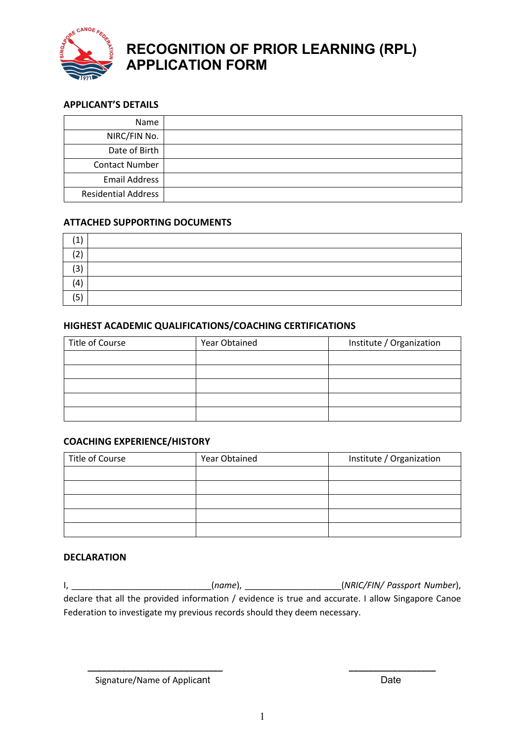# RECOGNITION OF PRIOR LEARNING (RPL) APPLICATION FORM

## APPLICANT'S DETAILS

| | |
|---|---|
| Name | |
| NIRC/FIN No. | |
| Date of Birth | |
| Contact Number | |
| Email Address | |
| Residential Address | |

## ATTACHED SUPPORTING DOCUMENTS

| | |
|---|---|
| (1) | |
| (2) | |
| (3) | |
| (4) | |
| (5) | |

## HIGHEST ACADEMIC QUALIFICATIONS/COACHING CERTIFICATIONS

| Title of Course | Year Obtained | Institute / Organization |
|---|---|---|
| | | |
| | | |
| | | |
| | | |
| | | |

## COACHING EXPERIENCE/HISTORY

| Title of Course | Year Obtained | Institute / Organization |
|---|---|---|
| | | |
| | | |
| | | |
| | | |
| | | |

## DECLARATION

I, _____________________________(*name*), ____________________(*NRIC/FIN/ Passport Number*), declare that all the provided information / evidence is true and accurate. I allow Singapore Canoe Federation to investigate my previous records should they deem necessary.

____________________________ Signature/Name of Applicant

__________________ Date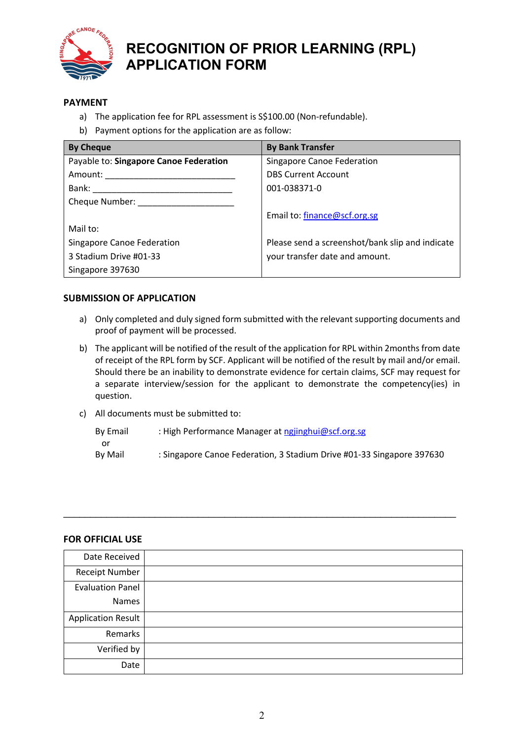# RECOGNITION OF PRIOR LEARNING (RPL) APPLICATION FORM

**PAYMENT**

a) The application fee for RPL assessment is S$100.00 (Non-refundable).

b) Payment options for the application are as follow:

| By Cheque | By Bank Transfer |
|---|---|
| Payable to: **Singapore Canoe Federation** | Singapore Canoe Federation |
| Amount: ___________________________ | DBS Current Account |
| Bank: _____________________________ | 001-038371-0 |
| Cheque Number: ____________________ | |
| | Email to: finance@scf.org.sg |
| Mail to: | |
| Singapore Canoe Federation | Please send a screenshot/bank slip and indicate |
| 3 Stadium Drive #01-33 | your transfer date and amount. |
| Singapore 397630 | |

**SUBMISSION OF APPLICATION**

a) Only completed and duly signed form submitted with the relevant supporting documents and proof of payment will be processed.

b) The applicant will be notified of the result of the application for RPL within 2months from date of receipt of the RPL form by SCF. Applicant will be notified of the result by mail and/or email. Should there be an inability to demonstrate evidence for certain claims, SCF may request for a separate interview/session for the applicant to demonstrate the competency(ies) in question.

c) All documents must be submitted to:

By Email : High Performance Manager at ngjinghui@scf.org.sg
or
By Mail : Singapore Canoe Federation, 3 Stadium Drive #01-33 Singapore 397630

---

**FOR OFFICIAL USE**

| | |
|---|---|
| Date Received | |
| Receipt Number | |
| Evaluation Panel Names | |
| Application Result | |
| Remarks | |
| Verified by | |
| Date | |